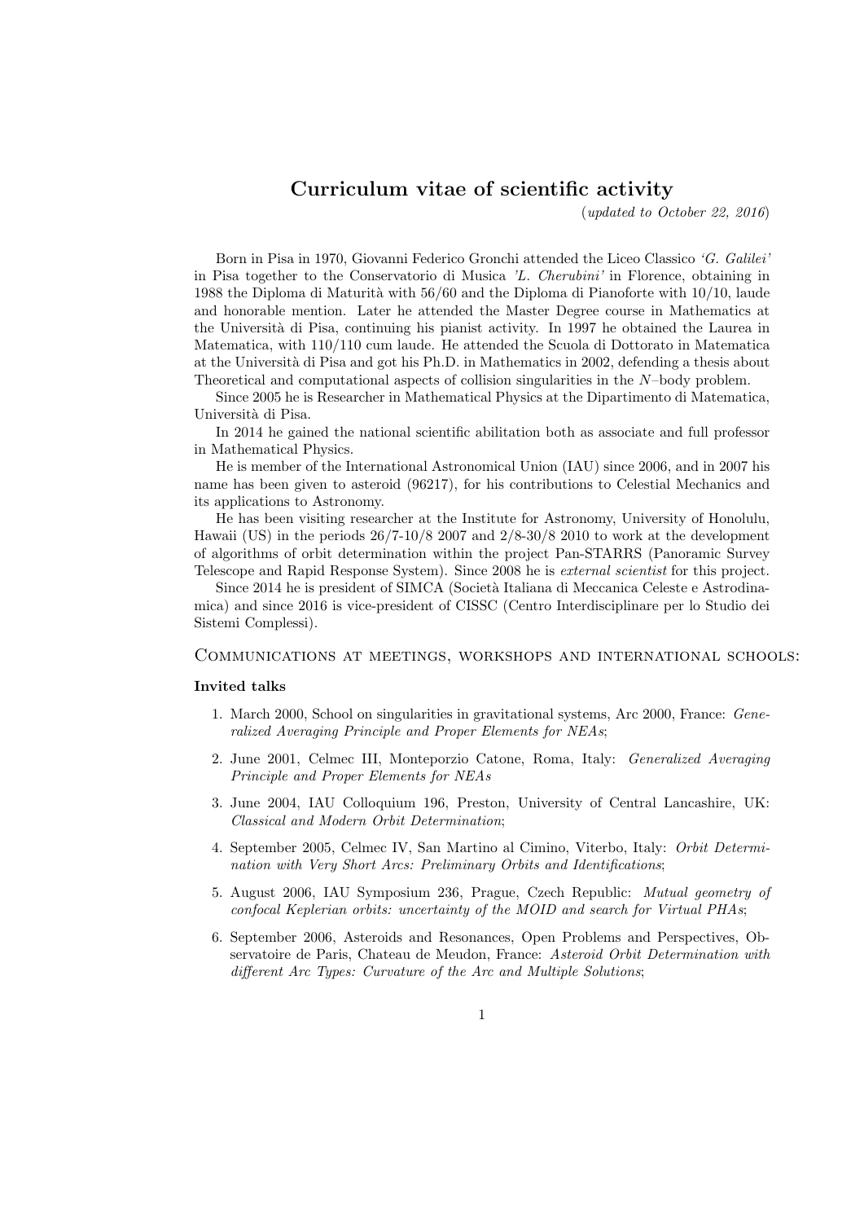# Curriculum vitae of scientific activity

(*updated to October 22, 2016*)

Born in Pisa in 1970, Giovanni Federico Gronchi attended the Liceo Classico *'G. Galilei'* in Pisa together to the Conservatorio di Musica *'L. Cherubini'* in Florence, obtaining in 1988 the Diploma di Maturità with 56/60 and the Diploma di Pianoforte with 10/10, laude and honorable mention. Later he attended the Master Degree course in Mathematics at the Università di Pisa, continuing his pianist activity. In 1997 he obtained the Laurea in Matematica, with 110/110 cum laude. He attended the Scuola di Dottorato in Matematica at the Università di Pisa and got his Ph.D. in Mathematics in 2002, defending a thesis about Theoretical and computational aspects of collision singularities in the $N$–body problem.

Since 2005 he is Researcher in Mathematical Physics at the Dipartimento di Matematica, Università di Pisa.

In 2014 he gained the national scientific abilitation both as associate and full professor in Mathematical Physics.

He is member of the International Astronomical Union (IAU) since 2006, and in 2007 his name has been given to asteroid (96217), for his contributions to Celestial Mechanics and its applications to Astronomy.

He has been visiting researcher at the Institute for Astronomy, University of Honolulu, Hawaii (US) in the periods 26/7-10/8 2007 and 2/8-30/8 2010 to work at the development of algorithms of orbit determination within the project Pan-STARRS (Panoramic Survey Telescope and Rapid Response System). Since 2008 he is *external scientist* for this project.

Since 2014 he is president of SIMCA (Società Italiana di Meccanica Celeste e Astrodinamica) and since 2016 is vice-president of CISSC (Centro Interdisciplinare per lo Studio dei Sistemi Complessi).

## Communications at meetings, workshops and international schools:

### Invited talks

1. March 2000, School on singularities in gravitational systems, Arc 2000, France: *Generalized Averaging Principle and Proper Elements for NEAs*;
2. June 2001, Celmec III, Monteporzio Catone, Roma, Italy: *Generalized Averaging Principle and Proper Elements for NEAs*
3. June 2004, IAU Colloquium 196, Preston, University of Central Lancashire, UK: *Classical and Modern Orbit Determination*;
4. September 2005, Celmec IV, San Martino al Cimino, Viterbo, Italy: *Orbit Determination with Very Short Arcs: Preliminary Orbits and Identifications*;
5. August 2006, IAU Symposium 236, Prague, Czech Republic: *Mutual geometry of confocal Keplerian orbits: uncertainty of the MOID and search for Virtual PHAs*;
6. September 2006, Asteroids and Resonances, Open Problems and Perspectives, Observatoire de Paris, Chateau de Meudon, France: *Asteroid Orbit Determination with different Arc Types: Curvature of the Arc and Multiple Solutions*;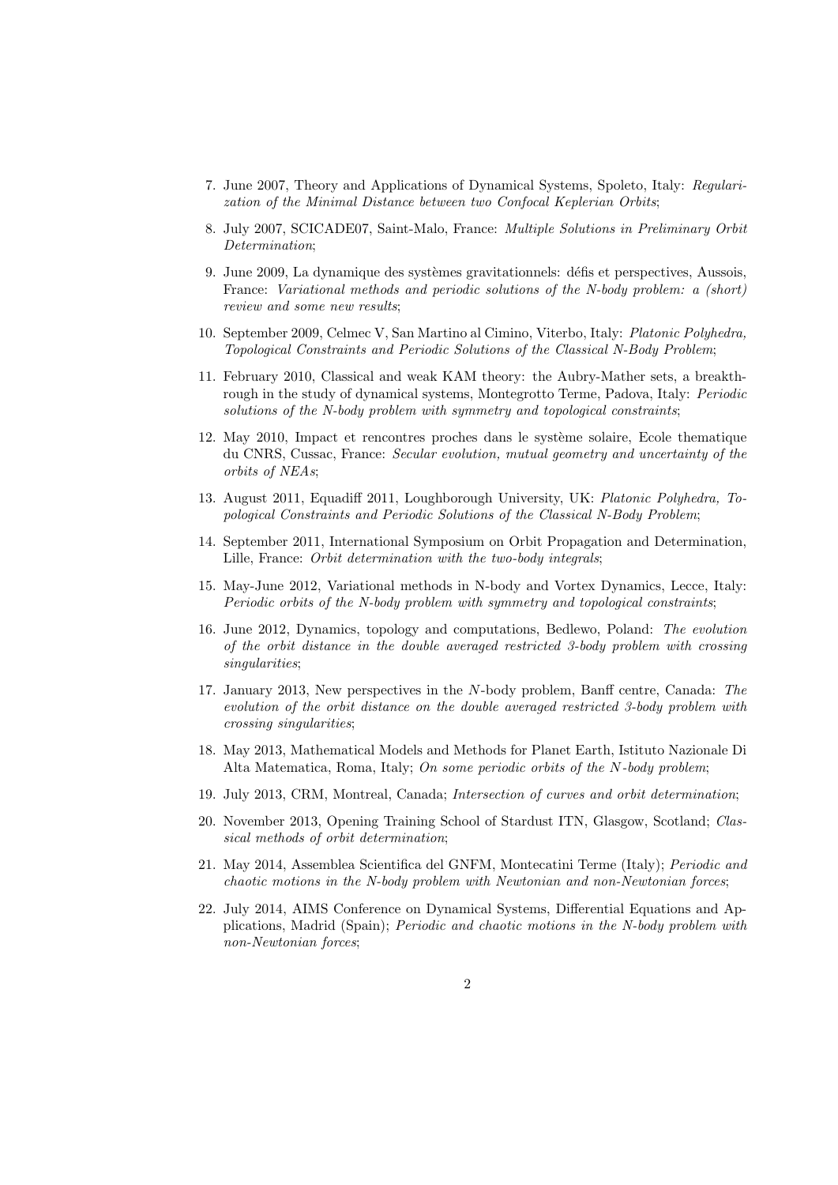7. June 2007, Theory and Applications of Dynamical Systems, Spoleto, Italy: *Regularization of the Minimal Distance between two Confocal Keplerian Orbits*;

8. July 2007, SCICADE07, Saint-Malo, France: *Multiple Solutions in Preliminary Orbit Determination*;

9. June 2009, La dynamique des systèmes gravitationnels: défis et perspectives, Aussois, France: *Variational methods and periodic solutions of the N-body problem: a (short) review and some new results*;

10. September 2009, Celmec V, San Martino al Cimino, Viterbo, Italy: *Platonic Polyhedra, Topological Constraints and Periodic Solutions of the Classical N-Body Problem*;

11. February 2010, Classical and weak KAM theory: the Aubry-Mather sets, a breakthrough in the study of dynamical systems, Montegrotto Terme, Padova, Italy: *Periodic solutions of the N-body problem with symmetry and topological constraints*;

12. May 2010, Impact et rencontres proches dans le système solaire, Ecole thematique du CNRS, Cussac, France: *Secular evolution, mutual geometry and uncertainty of the orbits of NEAs*;

13. August 2011, Equadiff 2011, Loughborough University, UK: *Platonic Polyhedra, Topological Constraints and Periodic Solutions of the Classical N-Body Problem*;

14. September 2011, International Symposium on Orbit Propagation and Determination, Lille, France: *Orbit determination with the two-body integrals*;

15. May-June 2012, Variational methods in N-body and Vortex Dynamics, Lecce, Italy: *Periodic orbits of the N-body problem with symmetry and topological constraints*;

16. June 2012, Dynamics, topology and computations, Bedlewo, Poland: *The evolution of the orbit distance in the double averaged restricted 3-body problem with crossing singularities*;

17. January 2013, New perspectives in the $N$-body problem, Banff centre, Canada: *The evolution of the orbit distance on the double averaged restricted 3-body problem with crossing singularities*;

18. May 2013, Mathematical Models and Methods for Planet Earth, Istituto Nazionale Di Alta Matematica, Roma, Italy; *On some periodic orbits of the $N$-body problem*;

19. July 2013, CRM, Montreal, Canada; *Intersection of curves and orbit determination*;

20. November 2013, Opening Training School of Stardust ITN, Glasgow, Scotland; *Classical methods of orbit determination*;

21. May 2014, Assemblea Scientifica del GNFM, Montecatini Terme (Italy); *Periodic and chaotic motions in the N-body problem with Newtonian and non-Newtonian forces*;

22. July 2014, AIMS Conference on Dynamical Systems, Differential Equations and Applications, Madrid (Spain); *Periodic and chaotic motions in the N-body problem with non-Newtonian forces*;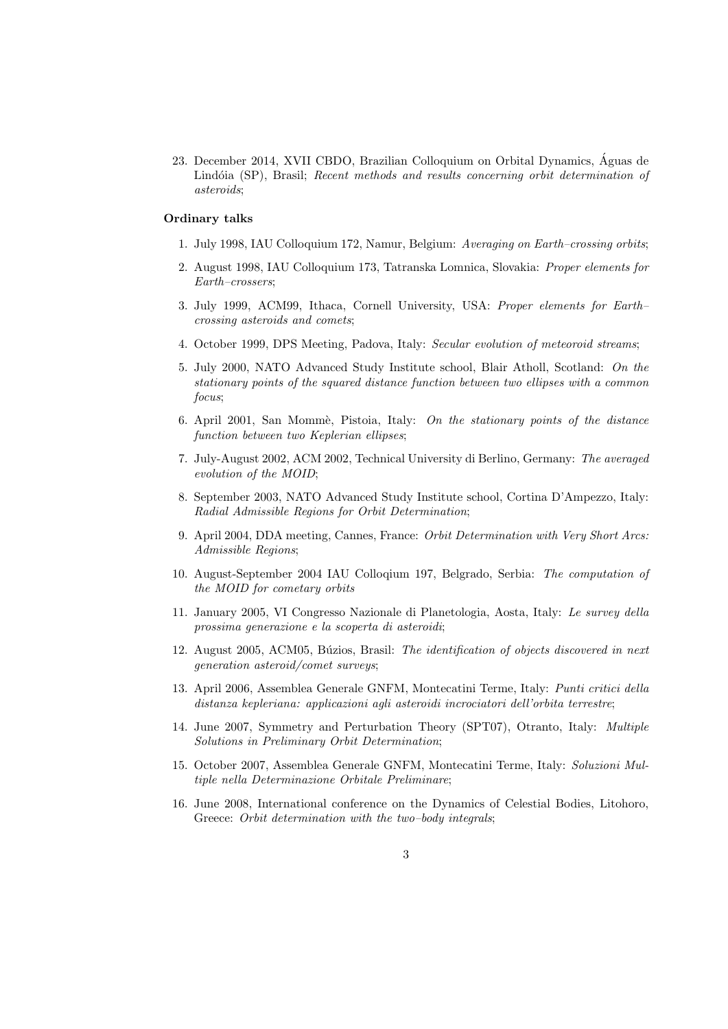23. December 2014, XVII CBDO, Brazilian Colloquium on Orbital Dynamics, Águas de Lindóia (SP), Brasil; *Recent methods and results concerning orbit determination of asteroids*;

**Ordinary talks**

1. July 1998, IAU Colloquium 172, Namur, Belgium: *Averaging on Earth–crossing orbits*;
2. August 1998, IAU Colloquium 173, Tatranska Lomnica, Slovakia: *Proper elements for Earth–crossers*;
3. July 1999, ACM99, Ithaca, Cornell University, USA: *Proper elements for Earth–crossing asteroids and comets*;
4. October 1999, DPS Meeting, Padova, Italy: *Secular evolution of meteoroid streams*;
5. July 2000, NATO Advanced Study Institute school, Blair Atholl, Scotland: *On the stationary points of the squared distance function between two ellipses with a common focus*;
6. April 2001, San Mommè, Pistoia, Italy: *On the stationary points of the distance function between two Keplerian ellipses*;
7. July-August 2002, ACM 2002, Technical University di Berlino, Germany: *The averaged evolution of the MOID*;
8. September 2003, NATO Advanced Study Institute school, Cortina D'Ampezzo, Italy: *Radial Admissible Regions for Orbit Determination*;
9. April 2004, DDA meeting, Cannes, France: *Orbit Determination with Very Short Arcs: Admissible Regions*;
10. August-September 2004 IAU Colloqium 197, Belgrado, Serbia: *The computation of the MOID for cometary orbits*
11. January 2005, VI Congresso Nazionale di Planetologia, Aosta, Italy: *Le survey della prossima generazione e la scoperta di asteroidi*;
12. August 2005, ACM05, Búzios, Brasil: *The identification of objects discovered in next generation asteroid/comet surveys*;
13. April 2006, Assemblea Generale GNFM, Montecatini Terme, Italy: *Punti critici della distanza kepleriana: applicazioni agli asteroidi incrociatori dell'orbita terrestre*;
14. June 2007, Symmetry and Perturbation Theory (SPT07), Otranto, Italy: *Multiple Solutions in Preliminary Orbit Determination*;
15. October 2007, Assemblea Generale GNFM, Montecatini Terme, Italy: *Soluzioni Multiple nella Determinazione Orbitale Preliminare*;
16. June 2008, International conference on the Dynamics of Celestial Bodies, Litohoro, Greece: *Orbit determination with the two–body integrals*;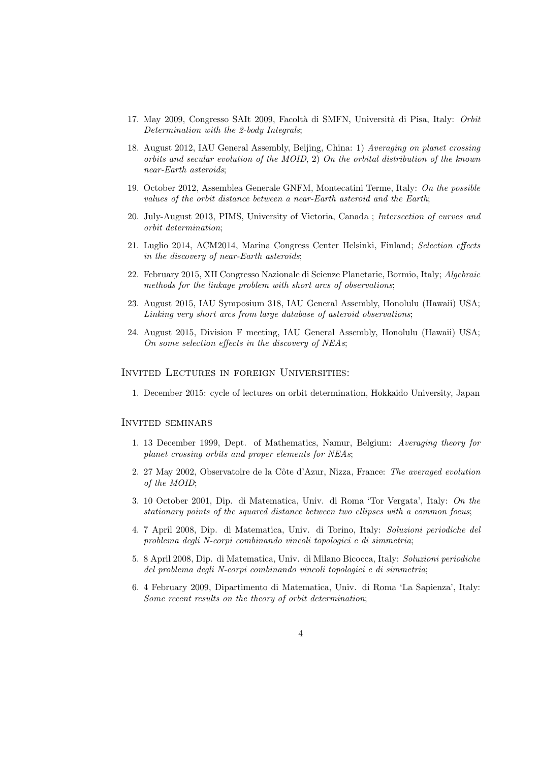17. May 2009, Congresso SAIt 2009, Facoltà di SMFN, Università di Pisa, Italy: *Orbit Determination with the 2-body Integrals*;
18. August 2012, IAU General Assembly, Beijing, China: 1) *Averaging on planet crossing orbits and secular evolution of the MOID*, 2) *On the orbital distribution of the known near-Earth asteroids*;
19. October 2012, Assemblea Generale GNFM, Montecatini Terme, Italy: *On the possible values of the orbit distance between a near-Earth asteroid and the Earth*;
20. July-August 2013, PIMS, University of Victoria, Canada ; *Intersection of curves and orbit determination*;
21. Luglio 2014, ACM2014, Marina Congress Center Helsinki, Finland; *Selection effects in the discovery of near-Earth asteroids*;
22. February 2015, XII Congresso Nazionale di Scienze Planetarie, Bormio, Italy; *Algebraic methods for the linkage problem with short arcs of observations*;
23. August 2015, IAU Symposium 318, IAU General Assembly, Honolulu (Hawaii) USA; *Linking very short arcs from large database of asteroid observations*;
24. August 2015, Division F meeting, IAU General Assembly, Honolulu (Hawaii) USA; *On some selection effects in the discovery of NEAs*;

## Invited Lectures in foreign Universities:

1. December 2015: cycle of lectures on orbit determination, Hokkaido University, Japan

## Invited seminars

1. 13 December 1999, Dept. of Mathematics, Namur, Belgium: *Averaging theory for planet crossing orbits and proper elements for NEAs*;
2. 27 May 2002, Observatoire de la Côte d'Azur, Nizza, France: *The averaged evolution of the MOID*;
3. 10 October 2001, Dip. di Matematica, Univ. di Roma 'Tor Vergata', Italy: *On the stationary points of the squared distance between two ellipses with a common focus*;
4. 7 April 2008, Dip. di Matematica, Univ. di Torino, Italy: *Soluzioni periodiche del problema degli N-corpi combinando vincoli topologici e di simmetria*;
5. 8 April 2008, Dip. di Matematica, Univ. di Milano Bicocca, Italy: *Soluzioni periodiche del problema degli N-corpi combinando vincoli topologici e di simmetria*;
6. 4 February 2009, Dipartimento di Matematica, Univ. di Roma 'La Sapienza', Italy: *Some recent results on the theory of orbit determination*;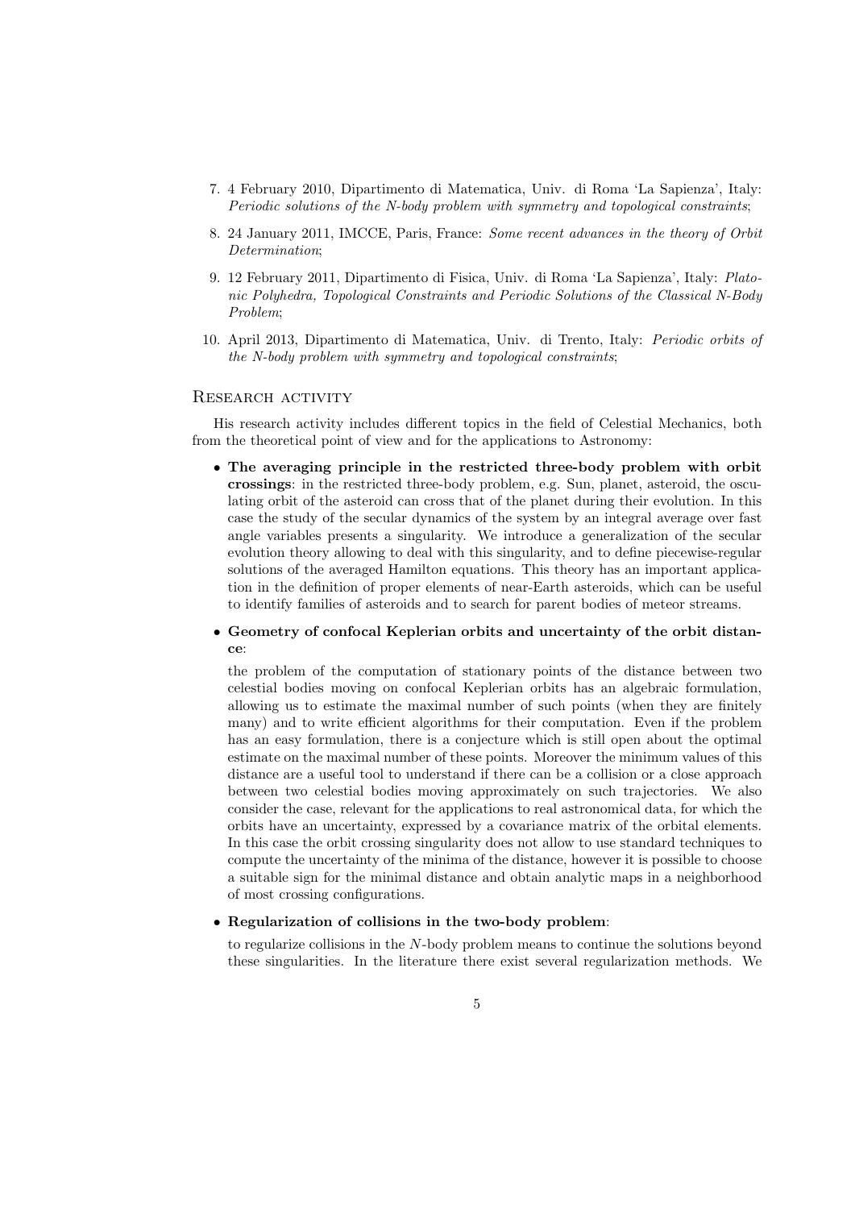7. 4 February 2010, Dipartimento di Matematica, Univ. di Roma 'La Sapienza', Italy: *Periodic solutions of the N-body problem with symmetry and topological constraints*;

8. 24 January 2011, IMCCE, Paris, France: *Some recent advances in the theory of Orbit Determination*;

9. 12 February 2011, Dipartimento di Fisica, Univ. di Roma 'La Sapienza', Italy: *Platonic Polyhedra, Topological Constraints and Periodic Solutions of the Classical N-Body Problem*;

10. April 2013, Dipartimento di Matematica, Univ. di Trento, Italy: *Periodic orbits of the N-body problem with symmetry and topological constraints*;

## Research activity

His research activity includes different topics in the field of Celestial Mechanics, both from the theoretical point of view and for the applications to Astronomy:

- **The averaging principle in the restricted three-body problem with orbit crossings**: in the restricted three-body problem, e.g. Sun, planet, asteroid, the osculating orbit of the asteroid can cross that of the planet during their evolution. In this case the study of the secular dynamics of the system by an integral average over fast angle variables presents a singularity. We introduce a generalization of the secular evolution theory allowing to deal with this singularity, and to define piecewise-regular solutions of the averaged Hamilton equations. This theory has an important application in the definition of proper elements of near-Earth asteroids, which can be useful to identify families of asteroids and to search for parent bodies of meteor streams.

- **Geometry of confocal Keplerian orbits and uncertainty of the orbit distance**:

  the problem of the computation of stationary points of the distance between two celestial bodies moving on confocal Keplerian orbits has an algebraic formulation, allowing us to estimate the maximal number of such points (when they are finitely many) and to write efficient algorithms for their computation. Even if the problem has an easy formulation, there is a conjecture which is still open about the optimal estimate on the maximal number of these points. Moreover the minimum values of this distance are a useful tool to understand if there can be a collision or a close approach between two celestial bodies moving approximately on such trajectories. We also consider the case, relevant for the applications to real astronomical data, for which the orbits have an uncertainty, expressed by a covariance matrix of the orbital elements. In this case the orbit crossing singularity does not allow to use standard techniques to compute the uncertainty of the minima of the distance, however it is possible to choose a suitable sign for the minimal distance and obtain analytic maps in a neighborhood of most crossing configurations.

- **Regularization of collisions in the two-body problem**:

  to regularize collisions in the $N$-body problem means to continue the solutions beyond these singularities. In the literature there exist several regularization methods. We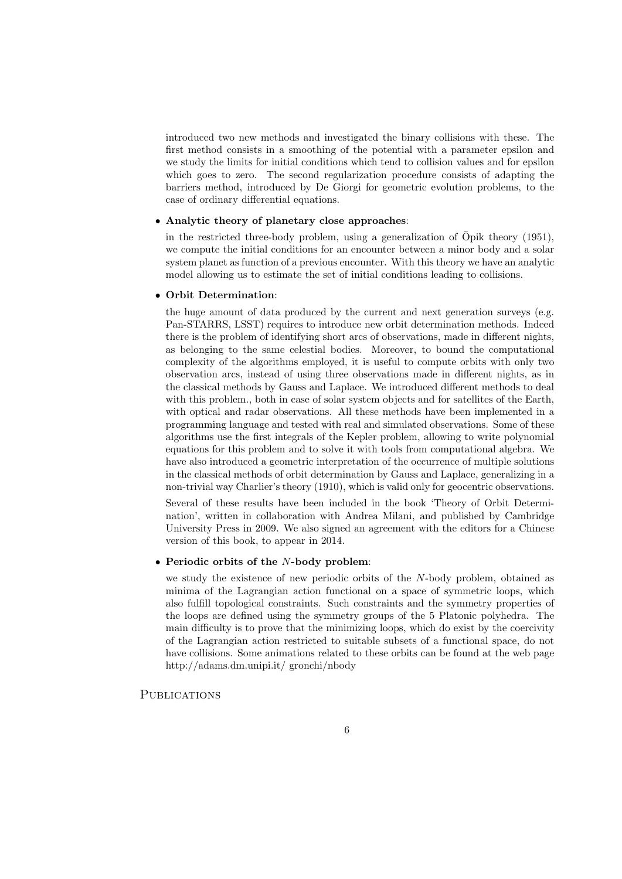introduced two new methods and investigated the binary collisions with these. The first method consists in a smoothing of the potential with a parameter epsilon and we study the limits for initial conditions which tend to collision values and for epsilon which goes to zero. The second regularization procedure consists of adapting the barriers method, introduced by De Giorgi for geometric evolution problems, to the case of ordinary differential equations.

- **Analytic theory of planetary close approaches**:

  in the restricted three-body problem, using a generalization of Öpik theory (1951), we compute the initial conditions for an encounter between a minor body and a solar system planet as function of a previous encounter. With this theory we have an analytic model allowing us to estimate the set of initial conditions leading to collisions.

- **Orbit Determination**:

  the huge amount of data produced by the current and next generation surveys (e.g. Pan-STARRS, LSST) requires to introduce new orbit determination methods. Indeed there is the problem of identifying short arcs of observations, made in different nights, as belonging to the same celestial bodies. Moreover, to bound the computational complexity of the algorithms employed, it is useful to compute orbits with only two observation arcs, instead of using three observations made in different nights, as in the classical methods by Gauss and Laplace. We introduced different methods to deal with this problem., both in case of solar system objects and for satellites of the Earth, with optical and radar observations. All these methods have been implemented in a programming language and tested with real and simulated observations. Some of these algorithms use the first integrals of the Kepler problem, allowing to write polynomial equations for this problem and to solve it with tools from computational algebra. We have also introduced a geometric interpretation of the occurrence of multiple solutions in the classical methods of orbit determination by Gauss and Laplace, generalizing in a non-trivial way Charlier's theory (1910), which is valid only for geocentric observations.

  Several of these results have been included in the book 'Theory of Orbit Determination', written in collaboration with Andrea Milani, and published by Cambridge University Press in 2009. We also signed an agreement with the editors for a Chinese version of this book, to appear in 2014.

- **Periodic orbits of the $N$-body problem**:

  we study the existence of new periodic orbits of the $N$-body problem, obtained as minima of the Lagrangian action functional on a space of symmetric loops, which also fulfill topological constraints. Such constraints and the symmetry properties of the loops are defined using the symmetry groups of the 5 Platonic polyhedra. The main difficulty is to prove that the minimizing loops, which do exist by the coercivity of the Lagrangian action restricted to suitable subsets of a functional space, do not have collisions. Some animations related to these orbits can be found at the web page http://adams.dm.unipi.it/ gronchi/nbody

## Publications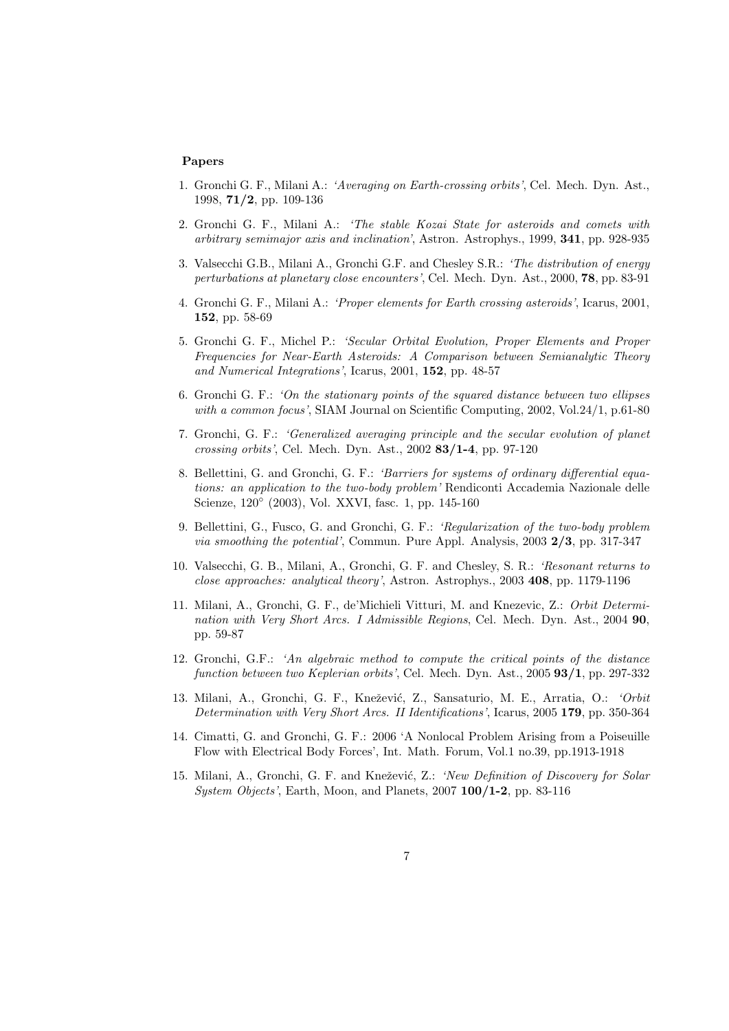**Papers**

1. Gronchi G. F., Milani A.: *'Averaging on Earth-crossing orbits'*, Cel. Mech. Dyn. Ast., 1998, **71/2**, pp. 109-136
2. Gronchi G. F., Milani A.: *'The stable Kozai State for asteroids and comets with arbitrary semimajor axis and inclination'*, Astron. Astrophys., 1999, **341**, pp. 928-935
3. Valsecchi G.B., Milani A., Gronchi G.F. and Chesley S.R.: *'The distribution of energy perturbations at planetary close encounters'*, Cel. Mech. Dyn. Ast., 2000, **78**, pp. 83-91
4. Gronchi G. F., Milani A.: *'Proper elements for Earth crossing asteroids'*, Icarus, 2001, **152**, pp. 58-69
5. Gronchi G. F., Michel P.: *'Secular Orbital Evolution, Proper Elements and Proper Frequencies for Near-Earth Asteroids: A Comparison between Semianalytic Theory and Numerical Integrations'*, Icarus, 2001, **152**, pp. 48-57
6. Gronchi G. F.: *'On the stationary points of the squared distance between two ellipses with a common focus'*, SIAM Journal on Scientific Computing, 2002, Vol.24/1, p.61-80
7. Gronchi, G. F.: *'Generalized averaging principle and the secular evolution of planet crossing orbits'*, Cel. Mech. Dyn. Ast., 2002 **83/1-4**, pp. 97-120
8. Bellettini, G. and Gronchi, G. F.: *'Barriers for systems of ordinary differential equations: an application to the two-body problem'* Rendiconti Accademia Nazionale delle Scienze, 120° (2003), Vol. XXVI, fasc. 1, pp. 145-160
9. Bellettini, G., Fusco, G. and Gronchi, G. F.: *'Regularization of the two-body problem via smoothing the potential'*, Commun. Pure Appl. Analysis, 2003 **2/3**, pp. 317-347
10. Valsecchi, G. B., Milani, A., Gronchi, G. F. and Chesley, S. R.: *'Resonant returns to close approaches: analytical theory'*, Astron. Astrophys., 2003 **408**, pp. 1179-1196
11. Milani, A., Gronchi, G. F., de'Michieli Vitturi, M. and Knezevic, Z.: *Orbit Determination with Very Short Arcs. I Admissible Regions*, Cel. Mech. Dyn. Ast., 2004 **90**, pp. 59-87
12. Gronchi, G.F.: *'An algebraic method to compute the critical points of the distance function between two Keplerian orbits'*, Cel. Mech. Dyn. Ast., 2005 **93/1**, pp. 297-332
13. Milani, A., Gronchi, G. F., Knežević, Z., Sansaturio, M. E., Arratia, O.: *'Orbit Determination with Very Short Arcs. II Identifications'*, Icarus, 2005 **179**, pp. 350-364
14. Cimatti, G. and Gronchi, G. F.: 2006 'A Nonlocal Problem Arising from a Poiseuille Flow with Electrical Body Forces', Int. Math. Forum, Vol.1 no.39, pp.1913-1918
15. Milani, A., Gronchi, G. F. and Knežević, Z.: *'New Definition of Discovery for Solar System Objects'*, Earth, Moon, and Planets, 2007 **100/1-2**, pp. 83-116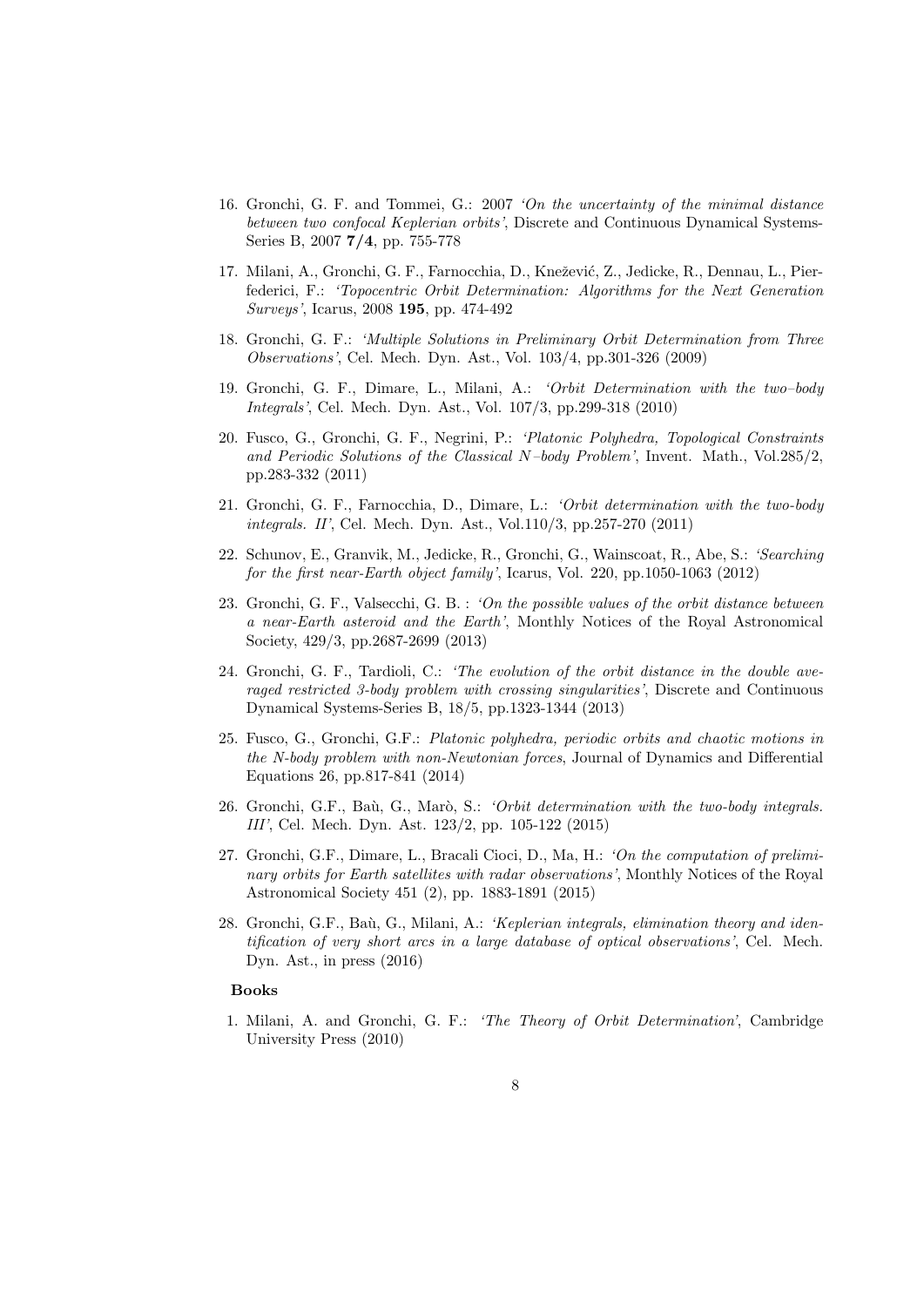16. Gronchi, G. F. and Tommei, G.: 2007 *'On the uncertainty of the minimal distance between two confocal Keplerian orbits'*, Discrete and Continuous Dynamical Systems-Series B, 2007 **7/4**, pp. 755-778

17. Milani, A., Gronchi, G. F., Farnocchia, D., Knežević, Z., Jedicke, R., Dennau, L., Pierfederici, F.: *'Topocentric Orbit Determination: Algorithms for the Next Generation Surveys'*, Icarus, 2008 **195**, pp. 474-492

18. Gronchi, G. F.: *'Multiple Solutions in Preliminary Orbit Determination from Three Observations'*, Cel. Mech. Dyn. Ast., Vol. 103/4, pp.301-326 (2009)

19. Gronchi, G. F., Dimare, L., Milani, A.: *'Orbit Determination with the two–body Integrals'*, Cel. Mech. Dyn. Ast., Vol. 107/3, pp.299-318 (2010)

20. Fusco, G., Gronchi, G. F., Negrini, P.: *'Platonic Polyhedra, Topological Constraints and Periodic Solutions of the Classical N–body Problem'*, Invent. Math., Vol.285/2, pp.283-332 (2011)

21. Gronchi, G. F., Farnocchia, D., Dimare, L.: *'Orbit determination with the two-body integrals. II'*, Cel. Mech. Dyn. Ast., Vol.110/3, pp.257-270 (2011)

22. Schunov, E., Granvik, M., Jedicke, R., Gronchi, G., Wainscoat, R., Abe, S.: *'Searching for the first near-Earth object family'*, Icarus, Vol. 220, pp.1050-1063 (2012)

23. Gronchi, G. F., Valsecchi, G. B. : *'On the possible values of the orbit distance between a near-Earth asteroid and the Earth'*, Monthly Notices of the Royal Astronomical Society, 429/3, pp.2687-2699 (2013)

24. Gronchi, G. F., Tardioli, C.: *'The evolution of the orbit distance in the double averaged restricted 3-body problem with crossing singularities'*, Discrete and Continuous Dynamical Systems-Series B, 18/5, pp.1323-1344 (2013)

25. Fusco, G., Gronchi, G.F.: *Platonic polyhedra, periodic orbits and chaotic motions in the N-body problem with non-Newtonian forces*, Journal of Dynamics and Differential Equations 26, pp.817-841 (2014)

26. Gronchi, G.F., Baù, G., Marò, S.: *'Orbit determination with the two-body integrals. III'*, Cel. Mech. Dyn. Ast. 123/2, pp. 105-122 (2015)

27. Gronchi, G.F., Dimare, L., Bracali Cioci, D., Ma, H.: *'On the computation of preliminary orbits for Earth satellites with radar observations'*, Monthly Notices of the Royal Astronomical Society 451 (2), pp. 1883-1891 (2015)

28. Gronchi, G.F., Baù, G., Milani, A.: *'Keplerian integrals, elimination theory and identification of very short arcs in a large database of optical observations'*, Cel. Mech. Dyn. Ast., in press (2016)

**Books**

1. Milani, A. and Gronchi, G. F.: *'The Theory of Orbit Determination'*, Cambridge University Press (2010)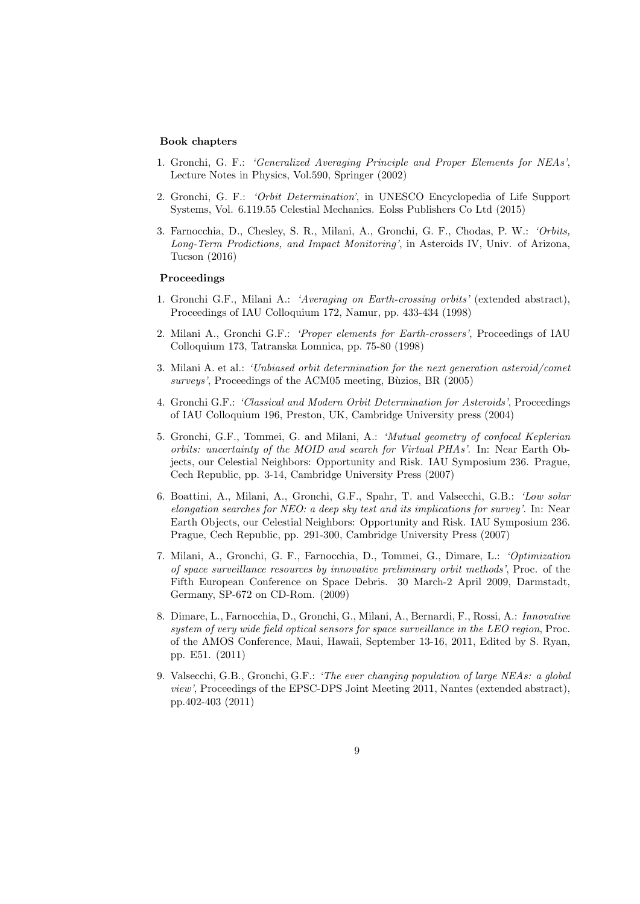**Book chapters**

1. Gronchi, G. F.: *'Generalized Averaging Principle and Proper Elements for NEAs'*, Lecture Notes in Physics, Vol.590, Springer (2002)

2. Gronchi, G. F.: *'Orbit Determination'*, in UNESCO Encyclopedia of Life Support Systems, Vol. 6.119.55 Celestial Mechanics. Eolss Publishers Co Ltd (2015)

3. Farnocchia, D., Chesley, S. R., Milani, A., Gronchi, G. F., Chodas, P. W.: *'Orbits, Long-Term Prodictions, and Impact Monitoring'*, in Asteroids IV, Univ. of Arizona, Tucson (2016)

**Proceedings**

1. Gronchi G.F., Milani A.: *'Averaging on Earth-crossing orbits'* (extended abstract), Proceedings of IAU Colloquium 172, Namur, pp. 433-434 (1998)

2. Milani A., Gronchi G.F.: *'Proper elements for Earth-crossers'*, Proceedings of IAU Colloquium 173, Tatranska Lomnica, pp. 75-80 (1998)

3. Milani A. et al.: *'Unbiased orbit determination for the next generation asteroid/comet surveys'*, Proceedings of the ACM05 meeting, Bùzios, BR (2005)

4. Gronchi G.F.: *'Classical and Modern Orbit Determination for Asteroids'*, Proceedings of IAU Colloquium 196, Preston, UK, Cambridge University press (2004)

5. Gronchi, G.F., Tommei, G. and Milani, A.: *'Mutual geometry of confocal Keplerian orbits: uncertainty of the MOID and search for Virtual PHAs'*. In: Near Earth Objects, our Celestial Neighbors: Opportunity and Risk. IAU Symposium 236. Prague, Cech Republic, pp. 3-14, Cambridge University Press (2007)

6. Boattini, A., Milani, A., Gronchi, G.F., Spahr, T. and Valsecchi, G.B.: *'Low solar elongation searches for NEO: a deep sky test and its implications for survey'*. In: Near Earth Objects, our Celestial Neighbors: Opportunity and Risk. IAU Symposium 236. Prague, Cech Republic, pp. 291-300, Cambridge University Press (2007)

7. Milani, A., Gronchi, G. F., Farnocchia, D., Tommei, G., Dimare, L.: *'Optimization of space surveillance resources by innovative preliminary orbit methods'*, Proc. of the Fifth European Conference on Space Debris. 30 March-2 April 2009, Darmstadt, Germany, SP-672 on CD-Rom. (2009)

8. Dimare, L., Farnocchia, D., Gronchi, G., Milani, A., Bernardi, F., Rossi, A.: *Innovative system of very wide field optical sensors for space surveillance in the LEO region*, Proc. of the AMOS Conference, Maui, Hawaii, September 13-16, 2011, Edited by S. Ryan, pp. E51. (2011)

9. Valsecchi, G.B., Gronchi, G.F.: *'The ever changing population of large NEAs: a global view'*, Proceedings of the EPSC-DPS Joint Meeting 2011, Nantes (extended abstract), pp.402-403 (2011)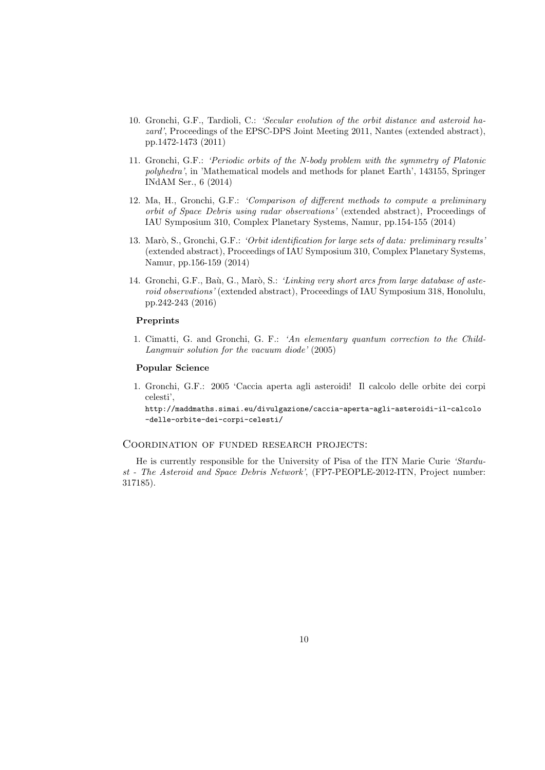10. Gronchi, G.F., Tardioli, C.: *'Secular evolution of the orbit distance and asteroid hazard'*, Proceedings of the EPSC-DPS Joint Meeting 2011, Nantes (extended abstract), pp.1472-1473 (2011)

11. Gronchi, G.F.: *'Periodic orbits of the N-body problem with the symmetry of Platonic polyhedra'*, in 'Mathematical models and methods for planet Earth', 143155, Springer INdAM Ser., 6 (2014)

12. Ma, H., Gronchi, G.F.: *'Comparison of different methods to compute a preliminary orbit of Space Debris using radar observations'* (extended abstract), Proceedings of IAU Symposium 310, Complex Planetary Systems, Namur, pp.154-155 (2014)

13. Marò, S., Gronchi, G.F.: *'Orbit identification for large sets of data: preliminary results'* (extended abstract), Proceedings of IAU Symposium 310, Complex Planetary Systems, Namur, pp.156-159 (2014)

14. Gronchi, G.F., Baù, G., Marò, S.: *'Linking very short arcs from large database of asteroid observations'* (extended abstract), Proceedings of IAU Symposium 318, Honolulu, pp.242-243 (2016)

**Preprints**

1. Cimatti, G. and Gronchi, G. F.: *'An elementary quantum correction to the Child-Langmuir solution for the vacuum diode'* (2005)

**Popular Science**

1. Gronchi, G.F.: 2005 'Caccia aperta agli asteroidi! Il calcolo delle orbite dei corpi celesti',
`http://maddmaths.simai.eu/divulgazione/caccia-aperta-agli-asteroidi-il-calcolo-delle-orbite-dei-corpi-celesti/`

## Coordination of funded research projects:

He is currently responsible for the University of Pisa of the ITN Marie Curie *'Stardust - The Asteroid and Space Debris Network'*, (FP7-PEOPLE-2012-ITN, Project number: 317185).